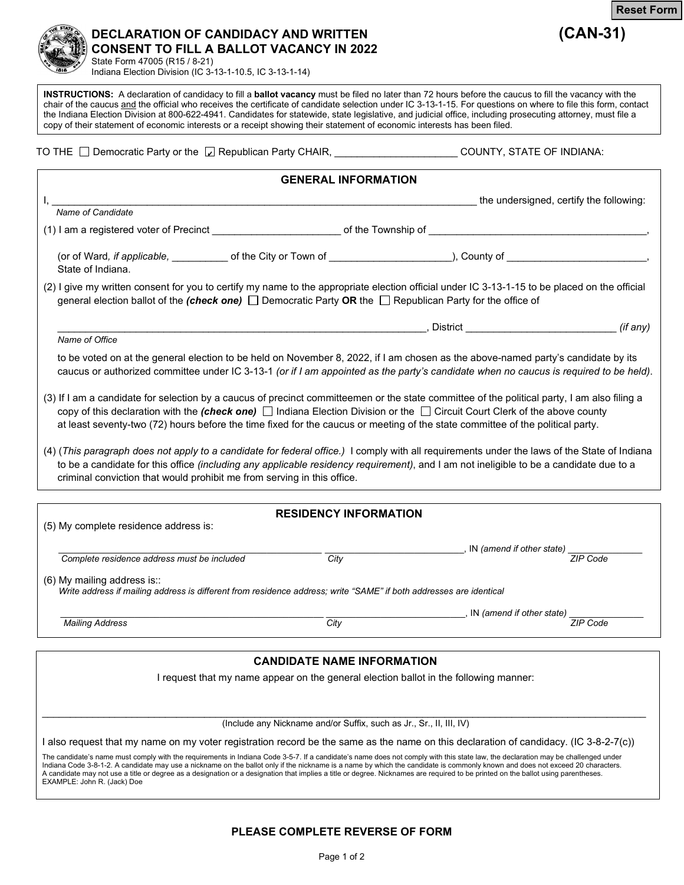Reset Form

# DECLARATION OF CANDIDACY AND WRITTEN CONSENT TO FILL A BALLOT VACANCY IN 2022 (CAN-31)

State Form 47005 (R15 / 8-21)
Indiana Election Division (IC 3-13-1-10.5, IC 3-13-1-14)

**INSTRUCTIONS:** A declaration of candidacy to fill a **ballot vacancy** must be filed no later than 72 hours before the caucus to fill the vacancy with the chair of the caucus and the official who receives the certificate of candidate selection under IC 3-13-1-15. For questions on where to file this form, contact the Indiana Election Division at 800-622-4941. Candidates for statewide, state legislative, and judicial office, including prosecuting attorney, must file a copy of their statement of economic interests or a receipt showing their statement of economic interests has been filed.

TO THE ☐ Democratic Party or the ☑ Republican Party CHAIR, ______________________ COUNTY, STATE OF INDIANA:

## GENERAL INFORMATION

I, ________________________________________________________________ the undersigned, certify the following:
*Name of Candidate*

(1) I am a registered voter of Precinct ________________________ of the Township of ______________________________________,

(or of Ward, *if applicable,* __________ of the City or Town of ______________________), County of _________________________, State of Indiana.

(2) I give my written consent for you to certify my name to the appropriate election official under IC 3-13-1-15 to be placed on the official general election ballot of the ***(check one)*** ☐ Democratic Party **OR** the ☐ Republican Party for the office of

________________________________________________________________, District ___________________________ *(if any)*
*Name of Office*

to be voted on at the general election to be held on November 8, 2022, if I am chosen as the above-named party's candidate by its caucus or authorized committee under IC 3-13-1 *(or if I am appointed as the party's candidate when no caucus is required to be held)*.

(3) If I am a candidate for selection by a caucus of precinct committeemen or the state committee of the political party, I am also filing a copy of this declaration with the ***(check one)*** ☐ Indiana Election Division or the ☐ Circuit Court Clerk of the above county at least seventy-two (72) hours before the time fixed for the caucus or meeting of the state committee of the political party.

(4) (*This paragraph does not apply to a candidate for federal office.)* I comply with all requirements under the laws of the State of Indiana to be a candidate for this office *(including any applicable residency requirement)*, and I am not ineligible to be a candidate due to a criminal conviction that would prohibit me from serving in this office.

## RESIDENCY INFORMATION

(5) My complete residence address is:

______________________________________________ ___________________________, IN *(amend if other state)* ______________
*Complete residence address must be included* — *City* — *ZIP Code*

(6) My mailing address is::
*Write address if mailing address is different from residence address; write "SAME" if both addresses are identical*

______________________________________________ ___________________________, IN *(amend if other state)* ______________
*Mailing Address* — *City* — *ZIP Code*

## CANDIDATE NAME INFORMATION

I request that my name appear on the general election ballot in the following manner:

______________________________________________________________________________________________
(Include any Nickname and/or Suffix, such as Jr., Sr., II, III, IV)

I also request that my name on my voter registration record be the same as the name on this declaration of candidacy. (IC 3-8-2-7(c))

The candidate's name must comply with the requirements in Indiana Code 3-5-7. If a candidate's name does not comply with this state law, the declaration may be challenged under Indiana Code 3-8-1-2. A candidate may use a nickname on the ballot only if the nickname is a name by which the candidate is commonly known and does not exceed 20 characters. A candidate may not use a title or degree as a designation or a designation that implies a title or degree. Nicknames are required to be printed on the ballot using parentheses.
EXAMPLE: John R. (Jack) Doe

**PLEASE COMPLETE REVERSE OF FORM**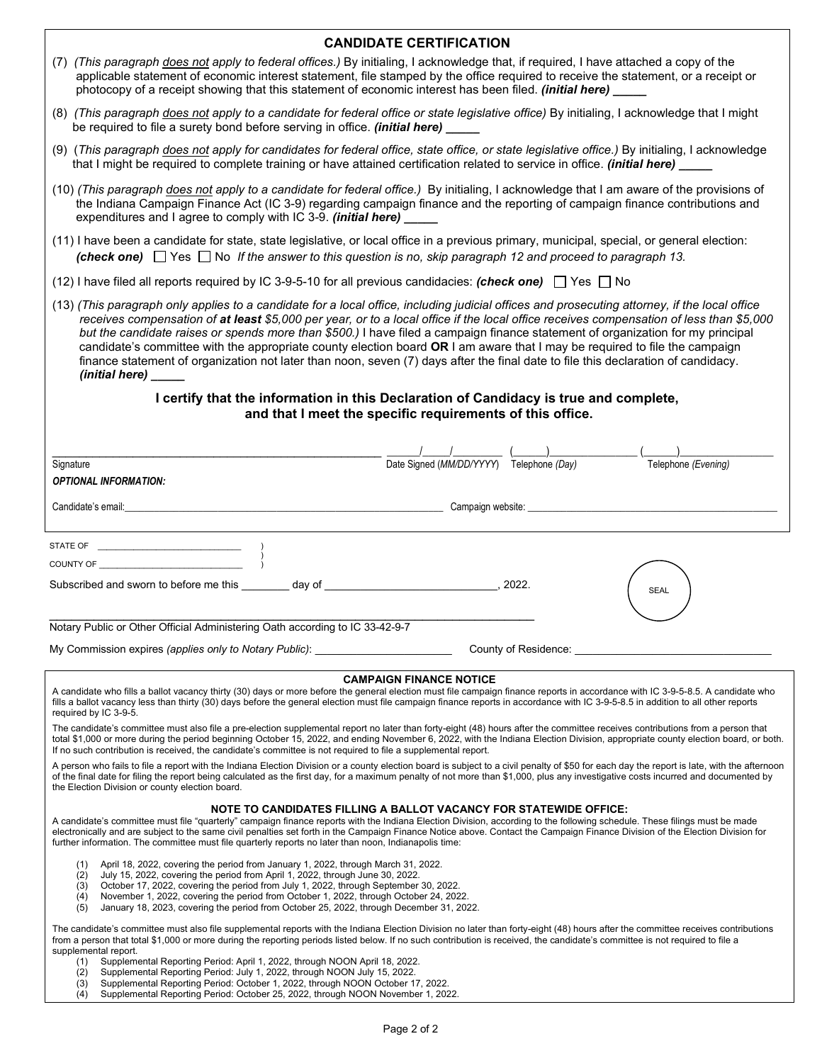## CANDIDATE CERTIFICATION

(7) *(This paragraph does not apply to federal offices.)* By initialing, I acknowledge that, if required, I have attached a copy of the applicable statement of economic interest statement, file stamped by the office required to receive the statement, or a receipt or photocopy of a receipt showing that this statement of economic interest has been filed. ***(initial here)*** _____

(8) *(This paragraph does not apply to a candidate for federal office or state legislative office)* By initialing, I acknowledge that I might be required to file a surety bond before serving in office. ***(initial here)*** _____

(9) (*This paragraph does not apply for candidates for federal office, state office, or state legislative office.)* By initialing, I acknowledge that I might be required to complete training or have attained certification related to service in office. ***(initial here)*** _____

(10) *(This paragraph does not apply to a candidate for federal office.)* By initialing, I acknowledge that I am aware of the provisions of the Indiana Campaign Finance Act (IC 3-9) regarding campaign finance and the reporting of campaign finance contributions and expenditures and I agree to comply with IC 3-9. ***(initial here)*** _____

(11) I have been a candidate for state, state legislative, or local office in a previous primary, municipal, special, or general election: ***(check one)*** ☐ Yes ☐ No *If the answer to this question is no, skip paragraph 12 and proceed to paragraph 13.*

(12) I have filed all reports required by IC 3-9-5-10 for all previous candidacies: ***(check one)*** ☐ Yes ☐ No

(13) *(This paragraph only applies to a candidate for a local office, including judicial offices and prosecuting attorney, if the local office receives compensation of **at least** $5,000 per year, or to a local office if the local office receives compensation of less than $5,000 but the candidate raises or spends more than $500.)* I have filed a campaign finance statement of organization for my principal candidate's committee with the appropriate county election board **OR** I am aware that I may be required to file the campaign finance statement of organization not later than noon, seven (7) days after the final date to file this declaration of candidacy. ***(initial here)*** _____

**I certify that the information in this Declaration of Candidacy is true and complete, and that I meet the specific requirements of this office.**

_______________________ ____/____/________ (_____)__________ (_____)__________
Signature | Date Signed (*MM/DD/YYYY*) | Telephone *(Day)* | Telephone *(Evening)*

***OPTIONAL INFORMATION:***

Candidate's email: _______________________ Campaign website: _______________________

STATE OF ______________________ )
)
COUNTY OF ______________________ )

Subscribed and sworn to before me this ________ day of ______________________, 2022.

SEAL

_______________________________________
Notary Public or Other Official Administering Oath according to IC 33-42-9-7

My Commission expires *(applies only to Notary Public)*: ________________ County of Residence: ________________

### CAMPAIGN FINANCE NOTICE

A candidate who fills a ballot vacancy thirty (30) days or more before the general election must file campaign finance reports in accordance with IC 3-9-5-8.5. A candidate who fills a ballot vacancy less than thirty (30) days before the general election must file campaign finance reports in accordance with IC 3-9-5-8.5 in addition to all other reports required by IC 3-9-5.

The candidate's committee must also file a pre-election supplemental report no later than forty-eight (48) hours after the committee receives contributions from a person that total $1,000 or more during the period beginning October 15, 2022, and ending November 6, 2022, with the Indiana Election Division, appropriate county election board, or both. If no such contribution is received, the candidate's committee is not required to file a supplemental report.

A person who fails to file a report with the Indiana Election Division or a county election board is subject to a civil penalty of $50 for each day the report is late, with the afternoon of the final date for filing the report being calculated as the first day, for a maximum penalty of not more than $1,000, plus any investigative costs incurred and documented by the Election Division or county election board.

### NOTE TO CANDIDATES FILLING A BALLOT VACANCY FOR STATEWIDE OFFICE:

A candidate's committee must file "quarterly" campaign finance reports with the Indiana Election Division, according to the following schedule. These filings must be made electronically and are subject to the same civil penalties set forth in the Campaign Finance Notice above. Contact the Campaign Finance Division of the Election Division for further information. The committee must file quarterly reports no later than noon, Indianapolis time:

(1) April 18, 2022, covering the period from January 1, 2022, through March 31, 2022.
(2) July 15, 2022, covering the period from April 1, 2022, through June 30, 2022.
(3) October 17, 2022, covering the period from July 1, 2022, through September 30, 2022.
(4) November 1, 2022, covering the period from October 1, 2022, through October 24, 2022.
(5) January 18, 2023, covering the period from October 25, 2022, through December 31, 2022.

The candidate's committee must also file supplemental reports with the Indiana Election Division no later than forty-eight (48) hours after the committee receives contributions from a person that total $1,000 or more during the reporting periods listed below. If no such contribution is received, the candidate's committee is not required to file a supplemental report.

(1) Supplemental Reporting Period: April 1, 2022, through NOON April 18, 2022.
(2) Supplemental Reporting Period: July 1, 2022, through NOON July 15, 2022.
(3) Supplemental Reporting Period: October 1, 2022, through NOON October 17, 2022.
(4) Supplemental Reporting Period: October 25, 2022, through NOON November 1, 2022.